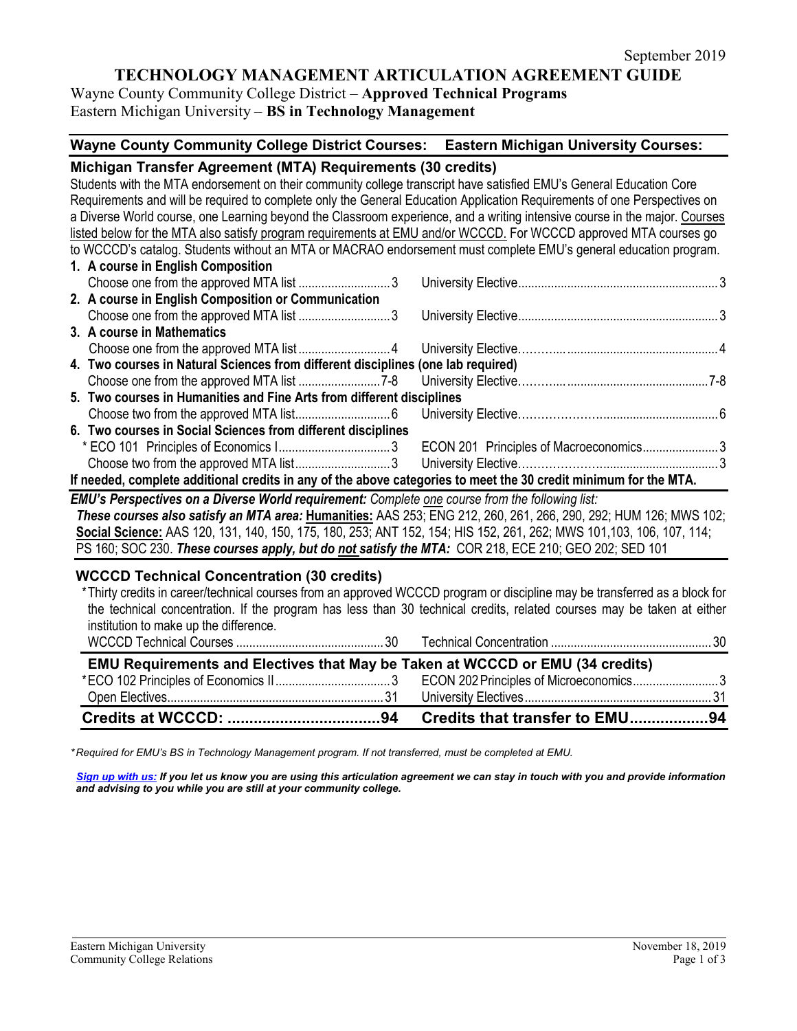September 2019

# TECHNOLOGY MANAGEMENT ARTICULATION AGREEMENT GUIDE

Wayne County Community College District – **Approved Technical Programs**
Eastern Michigan University – **BS in Technology Management**

| Wayne County Community College District Courses: | | Eastern Michigan University Courses: | |
|---|---|---|---|
| **Michigan Transfer Agreement (MTA) Requirements (30 credits)** | | | |

Students with the MTA endorsement on their community college transcript have satisfied EMU's General Education Core Requirements and will be required to complete only the General Education Application Requirements of one Perspectives on a Diverse World course, one Learning beyond the Classroom experience, and a writing intensive course in the major. Courses listed below for the MTA also satisfy program requirements at EMU and/or WCCCD. For WCCCD approved MTA courses go to WCCCD's catalog. Students without an MTA or MACRAO endorsement must complete EMU's general education program.

| WCCCD Course | Credits | EMU Course | Credits |
|---|---|---|---|
| **1. A course in English Composition** | | | |
| Choose one from the approved MTA list | 3 | University Elective | 3 |
| **2. A course in English Composition or Communication** | | | |
| Choose one from the approved MTA list | 3 | University Elective | 3 |
| **3. A course in Mathematics** | | | |
| Choose one from the approved MTA list | 4 | University Elective | 4 |
| **4. Two courses in Natural Sciences from different disciplines (one lab required)** | | | |
| Choose one from the approved MTA list | 7-8 | University Elective | 7-8 |
| **5. Two courses in Humanities and Fine Arts from different disciplines** | | | |
| Choose two from the approved MTA list | 6 | University Elective | 6 |
| **6. Two courses in Social Sciences from different disciplines** | | | |
| * ECO 101 Principles of Economics I | 3 | ECON 201 Principles of Macroeconomics | 3 |
| Choose two from the approved MTA list | 3 | University Elective | 3 |

**If needed, complete additional credits in any of the above categories to meet the 30 credit minimum for the MTA.**

***EMU's Perspectives on a Diverse World requirement:*** *Complete one course from the following list:*
***These courses also satisfy an MTA area:*** **Humanities:** AAS 253; ENG 212, 260, 261, 266, 290, 292; HUM 126; MWS 102; **Social Science:** AAS 120, 131, 140, 150, 175, 180, 253; ANT 152, 154; HIS 152, 261, 262; MWS 101,103, 106, 107, 114; PS 160; SOC 230. ***These courses apply, but do not satisfy the MTA:*** COR 218, ECE 210; GEO 202; SED 101

## WCCCD Technical Concentration (30 credits)

*Thirty credits in career/technical courses from an approved WCCCD program or discipline may be transferred as a block for the technical concentration. If the program has less than 30 technical credits, related courses may be taken at either institution to make up the difference.

| WCCCD Course | Credits | EMU Course | Credits |
|---|---|---|---|
| WCCCD Technical Courses | 30 | Technical Concentration | 30 |
| **EMU Requirements and Electives that May be Taken at WCCCD or EMU (34 credits)** | | | |
| *ECO 102 Principles of Economics II | 3 | ECON 202 Principles of Microeconomics | 3 |
| Open Electives | 31 | University Electives | 31 |
| **Credits at WCCCD:** | **94** | **Credits that transfer to EMU** | **94** |

*\*Required for EMU's BS in Technology Management program. If not transferred, must be completed at EMU.*

***Sign up with us:*** ***If you let us know you are using this articulation agreement we can stay in touch with you and provide information and advising to you while you are still at your community college.***

Eastern Michigan University
Community College Relations

November 18, 2019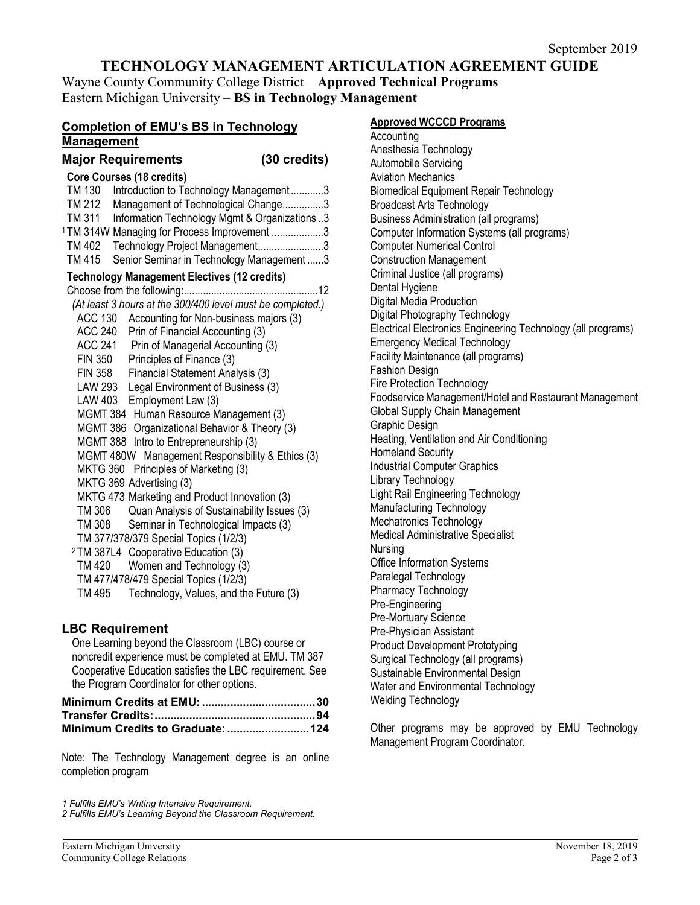September 2019

# TECHNOLOGY MANAGEMENT ARTICULATION AGREEMENT GUIDE

Wayne County Community College District – **Approved Technical Programs**
Eastern Michigan University – **BS in Technology Management**

## Completion of EMU's BS in Technology Management

### Major Requirements (30 credits)

**Core Courses (18 credits)**

| | | |
|---|---|---|
| TM 130 | Introduction to Technology Management | 3 |
| TM 212 | Management of Technological Change | 3 |
| TM 311 | Information Technology Mgmt & Organizations | 3 |
| [1] TM 314W | Managing for Process Improvement | 3 |
| TM 402 | Technology Project Management | 3 |
| TM 415 | Senior Seminar in Technology Management | 3 |

**Technology Management Electives (12 credits)**

Choose from the following: 12

*(At least 3 hours at the 300/400 level must be completed.)*

- ACC 130 Accounting for Non-business majors (3)
- ACC 240 Prin of Financial Accounting (3)
- ACC 241 Prin of Managerial Accounting (3)
- FIN 350 Principles of Finance (3)
- FIN 358 Financial Statement Analysis (3)
- LAW 293 Legal Environment of Business (3)
- LAW 403 Employment Law (3)
- MGMT 384 Human Resource Management (3)
- MGMT 386 Organizational Behavior & Theory (3)
- MGMT 388 Intro to Entrepreneurship (3)
- MGMT 480W Management Responsibility & Ethics (3)
- MKTG 360 Principles of Marketing (3)
- MKTG 369 Advertising (3)
- MKTG 473 Marketing and Product Innovation (3)
- TM 306 Quan Analysis of Sustainability Issues (3)
- TM 308 Seminar in Technological Impacts (3)
- TM 377/378/379 Special Topics (1/2/3)
- [2] TM 387L4 Cooperative Education (3)
- TM 420 Women and Technology (3)
- TM 477/478/479 Special Topics (1/2/3)
- TM 495 Technology, Values, and the Future (3)

### LBC Requirement

One Learning beyond the Classroom (LBC) course or noncredit experience must be completed at EMU. TM 387 Cooperative Education satisfies the LBC requirement. See the Program Coordinator for other options.

| | |
|---|---|
| **Minimum Credits at EMU:** | **30** |
| **Transfer Credits:** | **94** |
| **Minimum Credits to Graduate:** | **124** |

Note: The Technology Management degree is an online completion program

*1 Fulfills EMU's Writing Intensive Requirement.*
*2 Fulfills EMU's Learning Beyond the Classroom Requirement.*

### Approved WCCCD Programs

- Accounting
- Anesthesia Technology
- Automobile Servicing
- Aviation Mechanics
- Biomedical Equipment Repair Technology
- Broadcast Arts Technology
- Business Administration (all programs)
- Computer Information Systems (all programs)
- Computer Numerical Control
- Construction Management
- Criminal Justice (all programs)
- Dental Hygiene
- Digital Media Production
- Digital Photography Technology
- Electrical Electronics Engineering Technology (all programs)
- Emergency Medical Technology
- Facility Maintenance (all programs)
- Fashion Design
- Fire Protection Technology
- Foodservice Management/Hotel and Restaurant Management
- Global Supply Chain Management
- Graphic Design
- Heating, Ventilation and Air Conditioning
- Homeland Security
- Industrial Computer Graphics
- Library Technology
- Light Rail Engineering Technology
- Manufacturing Technology
- Mechatronics Technology
- Medical Administrative Specialist
- Nursing
- Office Information Systems
- Paralegal Technology
- Pharmacy Technology
- Pre-Engineering
- Pre-Mortuary Science
- Pre-Physician Assistant
- Product Development Prototyping
- Surgical Technology (all programs)
- Sustainable Environmental Design
- Water and Environmental Technology
- Welding Technology

Other programs may be approved by EMU Technology Management Program Coordinator.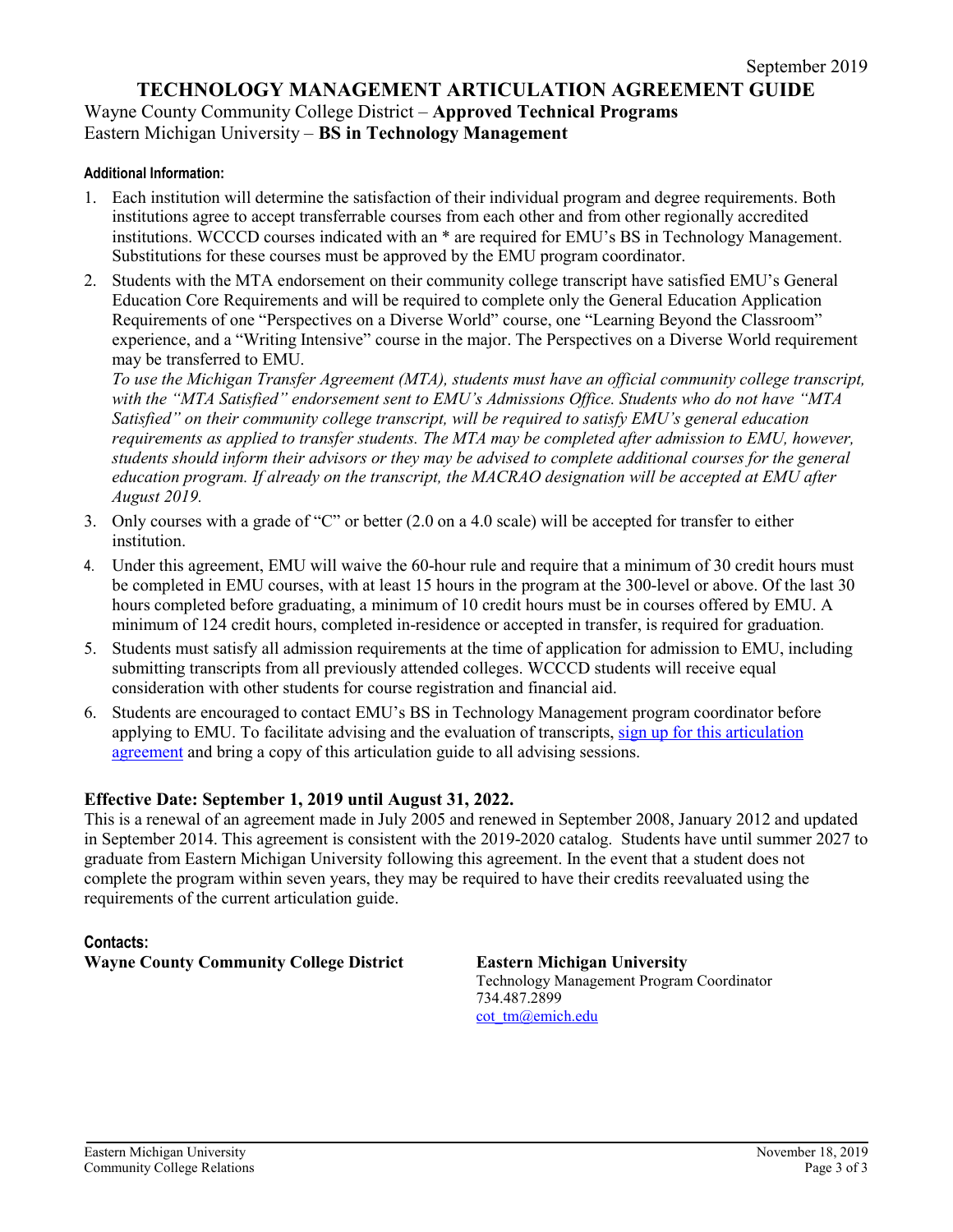September 2019

# TECHNOLOGY MANAGEMENT ARTICULATION AGREEMENT GUIDE

Wayne County Community College District – **Approved Technical Programs**
Eastern Michigan University – **BS in Technology Management**

**Additional Information:**

1. Each institution will determine the satisfaction of their individual program and degree requirements. Both institutions agree to accept transferrable courses from each other and from other regionally accredited institutions. WCCCD courses indicated with an * are required for EMU's BS in Technology Management. Substitutions for these courses must be approved by the EMU program coordinator.
2. Students with the MTA endorsement on their community college transcript have satisfied EMU's General Education Core Requirements and will be required to complete only the General Education Application Requirements of one "Perspectives on a Diverse World" course, one "Learning Beyond the Classroom" experience, and a "Writing Intensive" course in the major. The Perspectives on a Diverse World requirement may be transferred to EMU.
   *To use the Michigan Transfer Agreement (MTA), students must have an official community college transcript, with the "MTA Satisfied" endorsement sent to EMU's Admissions Office. Students who do not have "MTA Satisfied" on their community college transcript, will be required to satisfy EMU's general education requirements as applied to transfer students. The MTA may be completed after admission to EMU, however, students should inform their advisors or they may be advised to complete additional courses for the general education program. If already on the transcript, the MACRAO designation will be accepted at EMU after August 2019.*
3. Only courses with a grade of "C" or better (2.0 on a 4.0 scale) will be accepted for transfer to either institution.
4. Under this agreement, EMU will waive the 60-hour rule and require that a minimum of 30 credit hours must be completed in EMU courses, with at least 15 hours in the program at the 300-level or above. Of the last 30 hours completed before graduating, a minimum of 10 credit hours must be in courses offered by EMU. A minimum of 124 credit hours, completed in-residence or accepted in transfer, is required for graduation.
5. Students must satisfy all admission requirements at the time of application for admission to EMU, including submitting transcripts from all previously attended colleges. WCCCD students will receive equal consideration with other students for course registration and financial aid.
6. Students are encouraged to contact EMU's BS in Technology Management program coordinator before applying to EMU. To facilitate advising and the evaluation of transcripts, [sign up for this articulation agreement] and bring a copy of this articulation guide to all advising sessions.

**Effective Date: September 1, 2019 until August 31, 2022.**

This is a renewal of an agreement made in July 2005 and renewed in September 2008, January 2012 and updated in September 2014. This agreement is consistent with the 2019-2020 catalog. Students have until summer 2027 to graduate from Eastern Michigan University following this agreement. In the event that a student does not complete the program within seven years, they may be required to have their credits reevaluated using the requirements of the current articulation guide.

**Contacts:**

**Wayne County Community College District**

**Eastern Michigan University**
Technology Management Program Coordinator
734.487.2899
cot_tm@emich.edu